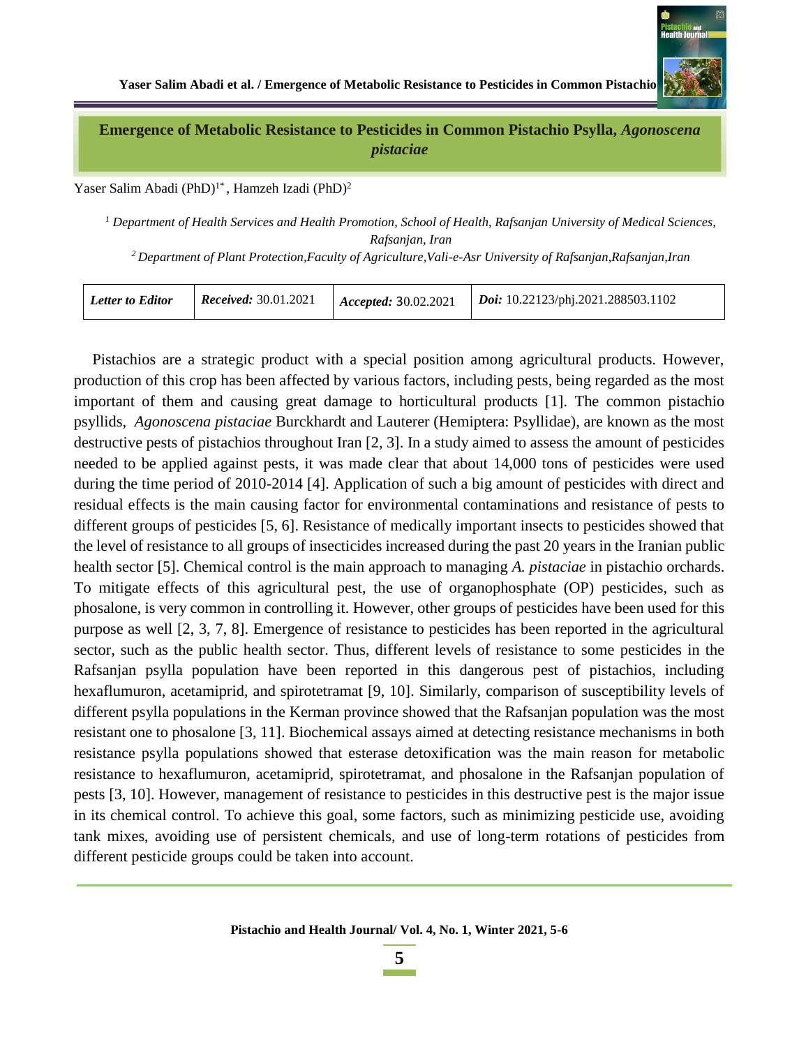# Emergence of Metabolic Resistance to Pesticides in Common Pistachio Psylla, *Agonoscena pistaciae*

Yaser Salim Abadi (PhD)[1*], Hamzeh Izadi (PhD)[2]

*[1] Department of Health Services and Health Promotion, School of Health, Rafsanjan University of Medical Sciences, Rafsanjan, Iran*

*[2] Department of Plant Protection,Faculty of Agriculture,Vali-e-Asr University of Rafsanjan,Rafsanjan,Iran*

| ***Letter to Editor*** | ***Received:*** 30.01.2021 | ***Accepted:*** 30.02.2021 | ***Doi:*** 10.22123/phj.2021.288503.1102 |
|---|---|---|---|

Pistachios are a strategic product with a special position among agricultural products. However, production of this crop has been affected by various factors, including pests, being regarded as the most important of them and causing great damage to horticultural products [1]. The common pistachio psyllids, *Agonoscena pistaciae* Burckhardt and Lauterer (Hemiptera: Psyllidae), are known as the most destructive pests of pistachios throughout Iran [2, 3]. In a study aimed to assess the amount of pesticides needed to be applied against pests, it was made clear that about 14,000 tons of pesticides were used during the time period of 2010-2014 [4]. Application of such a big amount of pesticides with direct and residual effects is the main causing factor for environmental contaminations and resistance of pests to different groups of pesticides [5, 6]. Resistance of medically important insects to pesticides showed that the level of resistance to all groups of insecticides increased during the past 20 years in the Iranian public health sector [5]. Chemical control is the main approach to managing *A. pistaciae* in pistachio orchards. To mitigate effects of this agricultural pest, the use of organophosphate (OP) pesticides, such as phosalone, is very common in controlling it. However, other groups of pesticides have been used for this purpose as well [2, 3, 7, 8]. Emergence of resistance to pesticides has been reported in the agricultural sector, such as the public health sector. Thus, different levels of resistance to some pesticides in the Rafsanjan psylla population have been reported in this dangerous pest of pistachios, including hexaflumuron, acetamiprid, and spirotetramat [9, 10]. Similarly, comparison of susceptibility levels of different psylla populations in the Kerman province showed that the Rafsanjan population was the most resistant one to phosalone [3, 11]. Biochemical assays aimed at detecting resistance mechanisms in both resistance psylla populations showed that esterase detoxification was the main reason for metabolic resistance to hexaflumuron, acetamiprid, spirotetramat, and phosalone in the Rafsanjan population of pests [3, 10]. However, management of resistance to pesticides in this destructive pest is the major issue in its chemical control. To achieve this goal, some factors, such as minimizing pesticide use, avoiding tank mixes, avoiding use of persistent chemicals, and use of long-term rotations of pesticides from different pesticide groups could be taken into account.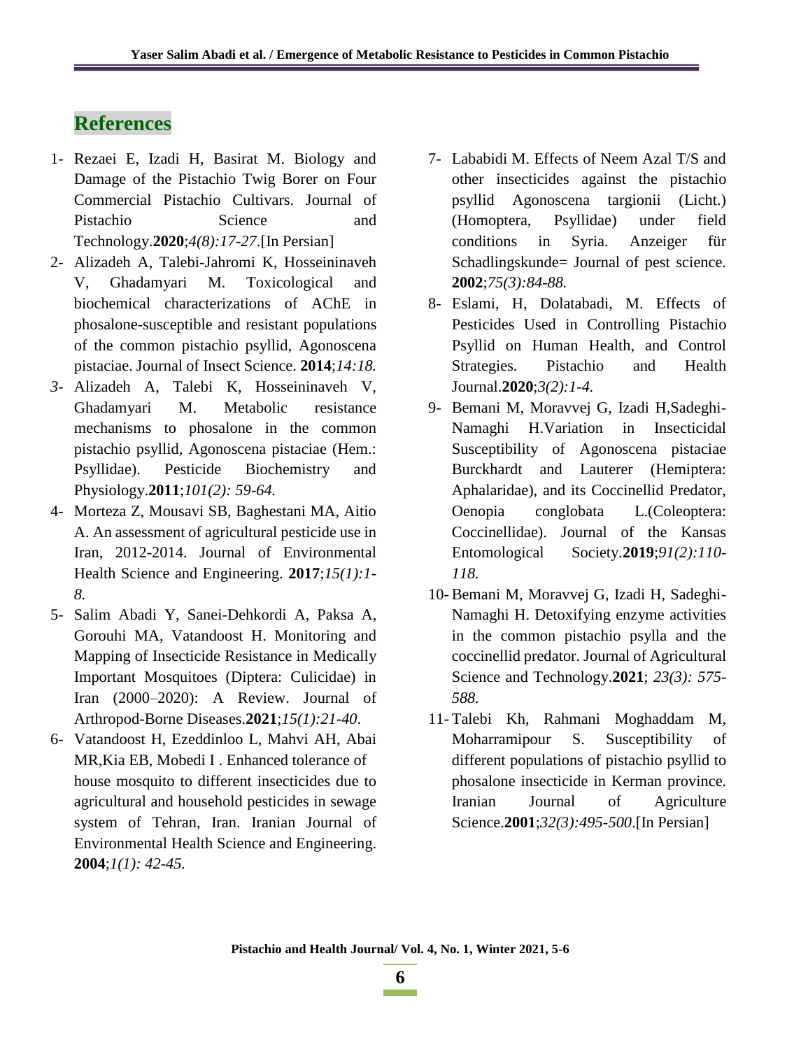## References

1. Rezaei E, Izadi H, Basirat M. Biology and Damage of the Pistachio Twig Borer on Four Commercial Pistachio Cultivars. Journal of Pistachio Science and Technology.**2020**;*4(8):17-27*.[In Persian]
2. Alizadeh A, Talebi-Jahromi K, Hosseininaveh V, Ghadamyari M. Toxicological and biochemical characterizations of AChE in phosalone-susceptible and resistant populations of the common pistachio psyllid, Agonoscena pistaciae. Journal of Insect Science. **2014**;*14:18.*
3. Alizadeh A, Talebi K, Hosseininaveh V, Ghadamyari M. Metabolic resistance mechanisms to phosalone in the common pistachio psyllid, Agonoscena pistaciae (Hem.: Psyllidae). Pesticide Biochemistry and Physiology.**2011**;*101(2): 59-64.*
4. Morteza Z, Mousavi SB, Baghestani MA, Aitio A. An assessment of agricultural pesticide use in Iran, 2012-2014. Journal of Environmental Health Science and Engineering. **2017**;*15(1):1-8.*
5. Salim Abadi Y, Sanei-Dehkordi A, Paksa A, Gorouhi MA, Vatandoost H. Monitoring and Mapping of Insecticide Resistance in Medically Important Mosquitoes (Diptera: Culicidae) in Iran (2000–2020): A Review. Journal of Arthropod-Borne Diseases.**2021**;*15(1):21-40*.
6. Vatandoost H, Ezeddinloo L, Mahvi AH, Abai MR,Kia EB, Mobedi I . Enhanced tolerance of house mosquito to different insecticides due to agricultural and household pesticides in sewage system of Tehran, Iran. Iranian Journal of Environmental Health Science and Engineering. **2004**;*1(1): 42-45.*
7. Lababidi M. Effects of Neem Azal T/S and other insecticides against the pistachio psyllid Agonoscena targionii (Licht.) (Homoptera, Psyllidae) under field conditions in Syria. Anzeiger für Schadlingskunde= Journal of pest science. **2002**;*75(3):84-88.*
8. Eslami, H, Dolatabadi, M. Effects of Pesticides Used in Controlling Pistachio Psyllid on Human Health, and Control Strategies. Pistachio and Health Journal.**2020**;*3(2):1-4.*
9. Bemani M, Moravvej G, Izadi H,Sadeghi-Namaghi H.Variation in Insecticidal Susceptibility of Agonoscena pistaciae Burckhardt and Lauterer (Hemiptera: Aphalaridae), and its Coccinellid Predator, Oenopia conglobata L.(Coleoptera: Coccinellidae). Journal of the Kansas Entomological Society.**2019**;*91(2):110-118.*
10. Bemani M, Moravvej G, Izadi H, Sadeghi-Namaghi H. Detoxifying enzyme activities in the common pistachio psylla and the coccinellid predator. Journal of Agricultural Science and Technology.**2021**; *23(3): 575-588.*
11. Talebi Kh, Rahmani Moghaddam M, Moharramipour S. Susceptibility of different populations of pistachio psyllid to phosalone insecticide in Kerman province. Iranian Journal of Agriculture Science.**2001**;*32(3):495-500*.[In Persian]